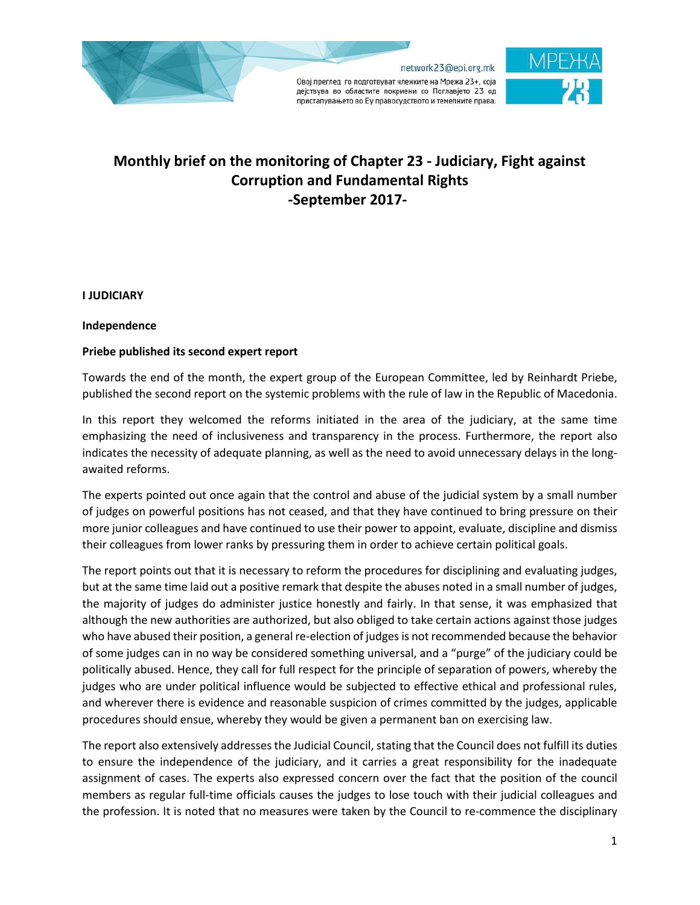# Monthly brief on the monitoring of Chapter 23 - Judiciary, Fight against Corruption and Fundamental Rights
## -September 2017-

**I JUDICIARY**

**Independence**

**Priebe published its second expert report**

Towards the end of the month, the expert group of the European Committee, led by Reinhardt Priebe, published the second report on the systemic problems with the rule of law in the Republic of Macedonia.

In this report they welcomed the reforms initiated in the area of the judiciary, at the same time emphasizing the need of inclusiveness and transparency in the process. Furthermore, the report also indicates the necessity of adequate planning, as well as the need to avoid unnecessary delays in the long-awaited reforms.

The experts pointed out once again that the control and abuse of the judicial system by a small number of judges on powerful positions has not ceased, and that they have continued to bring pressure on their more junior colleagues and have continued to use their power to appoint, evaluate, discipline and dismiss their colleagues from lower ranks by pressuring them in order to achieve certain political goals.

The report points out that it is necessary to reform the procedures for disciplining and evaluating judges, but at the same time laid out a positive remark that despite the abuses noted in a small number of judges, the majority of judges do administer justice honestly and fairly. In that sense, it was emphasized that although the new authorities are authorized, but also obliged to take certain actions against those judges who have abused their position, a general re-election of judges is not recommended because the behavior of some judges can in no way be considered something universal, and a "purge" of the judiciary could be politically abused. Hence, they call for full respect for the principle of separation of powers, whereby the judges who are under political influence would be subjected to effective ethical and professional rules, and wherever there is evidence and reasonable suspicion of crimes committed by the judges, applicable procedures should ensue, whereby they would be given a permanent ban on exercising law.

The report also extensively addresses the Judicial Council, stating that the Council does not fulfill its duties to ensure the independence of the judiciary, and it carries a great responsibility for the inadequate assignment of cases. The experts also expressed concern over the fact that the position of the council members as regular full-time officials causes the judges to lose touch with their judicial colleagues and the profession. It is noted that no measures were taken by the Council to re-commence the disciplinary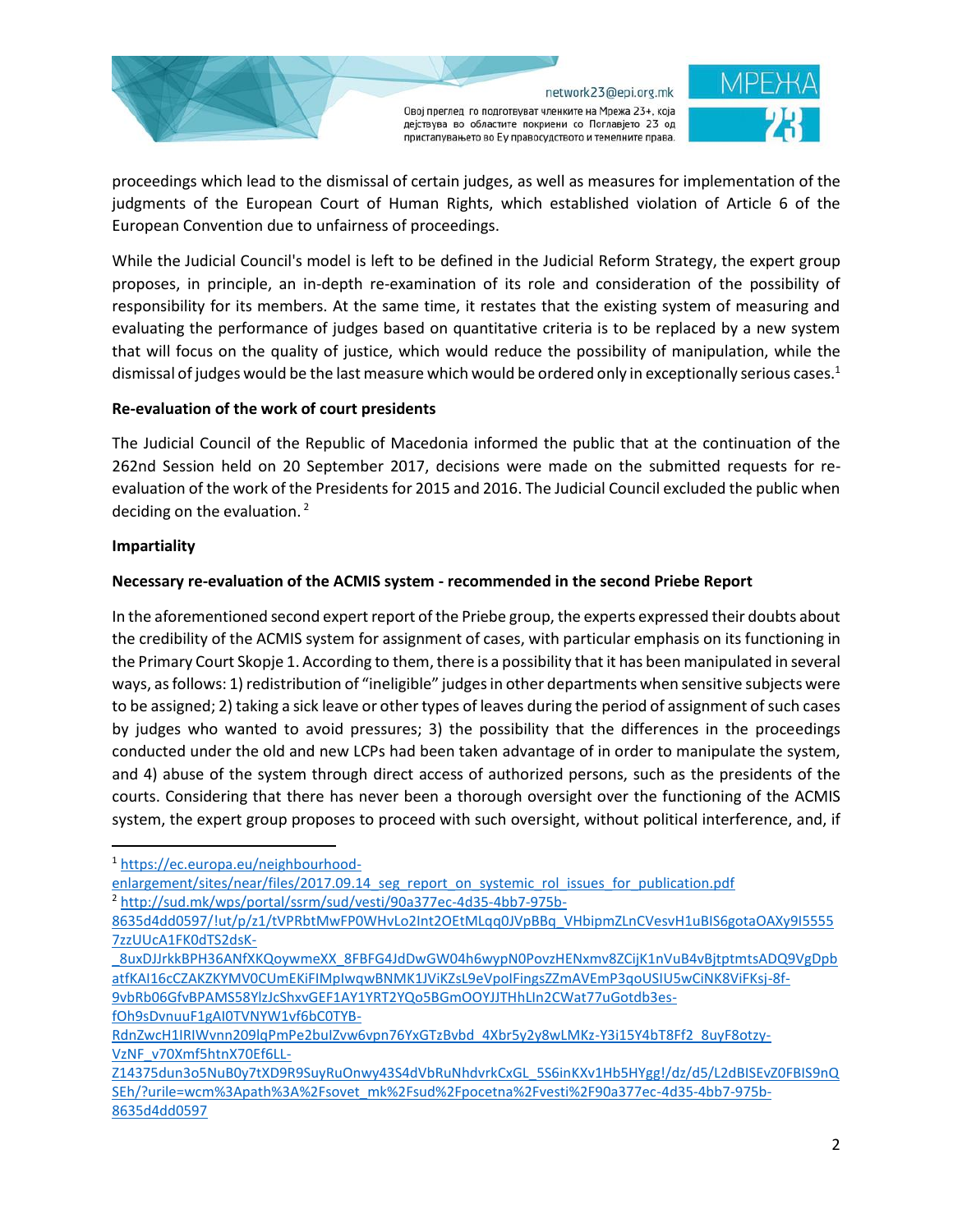proceedings which lead to the dismissal of certain judges, as well as measures for implementation of the judgments of the European Court of Human Rights, which established violation of Article 6 of the European Convention due to unfairness of proceedings.

While the Judicial Council's model is left to be defined in the Judicial Reform Strategy, the expert group proposes, in principle, an in-depth re-examination of its role and consideration of the possibility of responsibility for its members. At the same time, it restates that the existing system of measuring and evaluating the performance of judges based on quantitative criteria is to be replaced by a new system that will focus on the quality of justice, which would reduce the possibility of manipulation, while the dismissal of judges would be the last measure which would be ordered only in exceptionally serious cases.[1]

**Re-evaluation of the work of court presidents**

The Judicial Council of the Republic of Macedonia informed the public that at the continuation of the 262nd Session held on 20 September 2017, decisions were made on the submitted requests for re-evaluation of the work of the Presidents for 2015 and 2016. The Judicial Council excluded the public when deciding on the evaluation. [2]

**Impartiality**

**Necessary re-evaluation of the ACMIS system - recommended in the second Priebe Report**

In the aforementioned second expert report of the Priebe group, the experts expressed their doubts about the credibility of the ACMIS system for assignment of cases, with particular emphasis on its functioning in the Primary Court Skopje 1. According to them, there is a possibility that it has been manipulated in several ways, as follows: 1) redistribution of "ineligible" judges in other departments when sensitive subjects were to be assigned; 2) taking a sick leave or other types of leaves during the period of assignment of such cases by judges who wanted to avoid pressures; 3) the possibility that the differences in the proceedings conducted under the old and new LCPs had been taken advantage of in order to manipulate the system, and 4) abuse of the system through direct access of authorized persons, such as the presidents of the courts. Considering that there has never been a thorough oversight over the functioning of the ACMIS system, the expert group proposes to proceed with such oversight, without political interference, and, if

---

[1] https://ec.europa.eu/neighbourhood-enlargement/sites/near/files/2017.09.14_seg_report_on_systemic_rol_issues_for_publication.pdf

[2] http://sud.mk/wps/portal/ssrm/sud/vesti/90a377ec-4d35-4bb7-975b-8635d4dd0597/!ut/p/z1/tVPRbtMwFP0WHvLo2Int2OEtMLqq0JVpBBq_VHbipmZLnCVesvH1uBIS6gotaOAXy9I55557zzUUcA1FK0dTS2dsK-_8uxDJJrkkBPH36ANfXKQoywmeXX_8FBFG4JdDwGW04h6wypN0PovzHENxmv8ZCijK1nVuB4vBjtptmtsADQ9VgDpbatfKAI16cCZAKZKYMV0CUmEKiFIMplwqwBNMK1JViKZsL9eVpolFingsZZmAVEmP3qoUSIU5wCiNK8ViFKsj-8f-9vbRb06GfvBPAMS58YlzJcShxvGEF1AY1YRT2YQo5BGmOOYJJTHhLIn2CWat77uGotdb3es-fOh9sDvnuuF1gAI0TVNYW1vf6bC0TYB-RdnZwcH1IRIWvnn209lqPmPe2buIZvw6vpn76YxGTzBvbd_4Xbr5y2y8wLMKz-Y3i15Y4bT8Ff2_8uyF8otzy-VzNF_v70Xmf5htnX70Ef6LL-Z14375dun3o5NuB0y7tXD9R9SuyRuOnwy43S4dVbRuNhdvrkCxGL_5S6inKXv1Hb5HYgg!/dz/d5/L2dBISEvZ0FBIS9nQSEh/?urile=wcm%3Apath%3A%2Fsovet_mk%2Fsud%2Fpocetna%2Fvesti%2F90a377ec-4d35-4bb7-975b-8635d4dd0597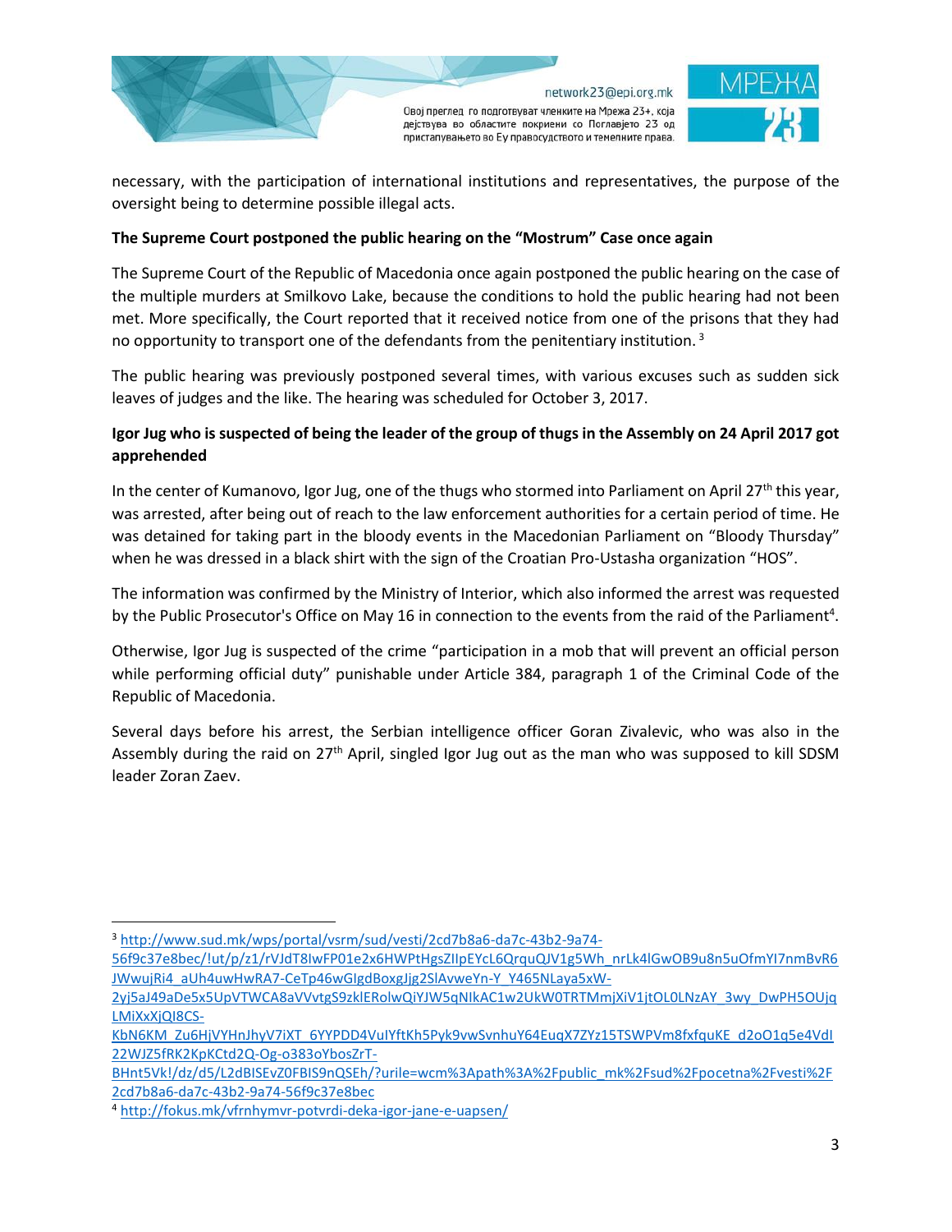necessary, with the participation of international institutions and representatives, the purpose of the oversight being to determine possible illegal acts.

**The Supreme Court postponed the public hearing on the "Mostrum" Case once again**

The Supreme Court of the Republic of Macedonia once again postponed the public hearing on the case of the multiple murders at Smilkovo Lake, because the conditions to hold the public hearing had not been met. More specifically, the Court reported that it received notice from one of the prisons that they had no opportunity to transport one of the defendants from the penitentiary institution. [3]

The public hearing was previously postponed several times, with various excuses such as sudden sick leaves of judges and the like. The hearing was scheduled for October 3, 2017.

**Igor Jug who is suspected of being the leader of the group of thugs in the Assembly on 24 April 2017 got apprehended**

In the center of Kumanovo, Igor Jug, one of the thugs who stormed into Parliament on April 27th this year, was arrested, after being out of reach to the law enforcement authorities for a certain period of time. He was detained for taking part in the bloody events in the Macedonian Parliament on "Bloody Thursday" when he was dressed in a black shirt with the sign of the Croatian Pro-Ustasha organization "HOS".

The information was confirmed by the Ministry of Interior, which also informed the arrest was requested by the Public Prosecutor's Office on May 16 in connection to the events from the raid of the Parliament[4].

Otherwise, Igor Jug is suspected of the crime "participation in a mob that will prevent an official person while performing official duty" punishable under Article 384, paragraph 1 of the Criminal Code of the Republic of Macedonia.

Several days before his arrest, the Serbian intelligence officer Goran Zivalevic, who was also in the Assembly during the raid on 27th April, singled Igor Jug out as the man who was supposed to kill SDSM leader Zoran Zaev.

---

[3] http://www.sud.mk/wps/portal/vsrm/sud/vesti/2cd7b8a6-da7c-43b2-9a74-56f9c37e8bec/!ut/p/z1/rVJdT8IwFP01e2x6HWPtHgsZIIpEYcL6QrquQJV1g5Wh_nrLk4lGwOB9u8n5uOfmYI7nmBvR6JWwujRi4_aUh4uwHwRA7-CeTp46wGIgdBoxgJjg2SlAvweYn-Y_Y465NLaya5xW-2yj5aJ49aDe5x5UpVTWCA8aVVvtgS9zklERolwQiYJW5qNIkAC1w2UkW0TRTMmjXiV1jtOL0LNzAY_3wy_DwPH5OUjqLMiXxXjQI8CS-KbN6KM_Zu6HjVYHnJhyV7iXT_6YYPDD4VuIYftKh5Pyk9vwSvnhuY64EuqX7ZYz15TSWPVm8fxfquKE_d2oO1q5e4VdI22WJZ5fRK2KpKCtd2Q-Og-o383oYbosZrT-BHnt5Vk!/dz/d5/L2dBISEvZ0FBIS9nQSEh/?urile=wcm%3Apath%3A%2Fpublic_mk%2Fsud%2Fpocetna%2Fvesti%2F2cd7b8a6-da7c-43b2-9a74-56f9c37e8bec

[4] http://fokus.mk/vfrnhymvr-potvrdi-deka-igor-jane-e-uapsen/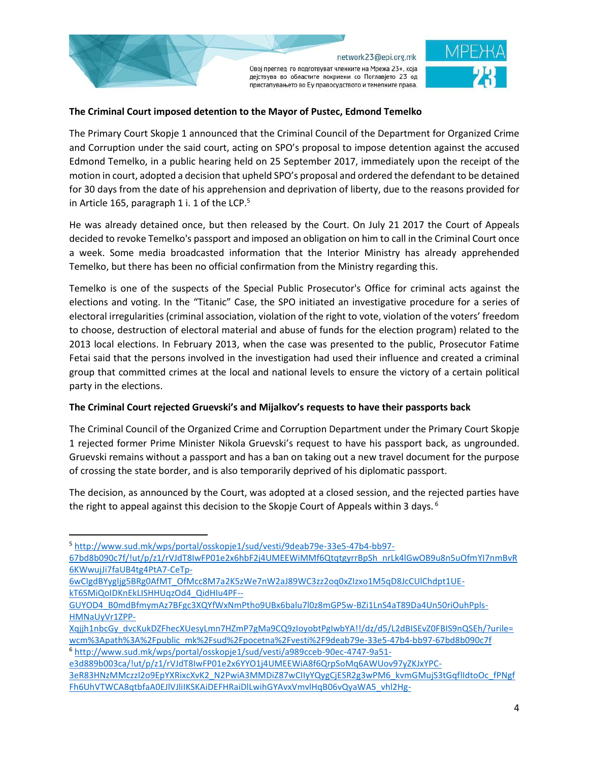**The Criminal Court imposed detention to the Mayor of Pustec, Edmond Temelko**

The Primary Court Skopje 1 announced that the Criminal Council of the Department for Organized Crime and Corruption under the said court, acting on SPO's proposal to impose detention against the accused Edmond Temelko, in a public hearing held on 25 September 2017, immediately upon the receipt of the motion in court, adopted a decision that upheld SPO's proposal and ordered the defendant to be detained for 30 days from the date of his apprehension and deprivation of liberty, due to the reasons provided for in Article 165, paragraph 1 i. 1 of the LCP.[5]

He was already detained once, but then released by the Court. On July 21 2017 the Court of Appeals decided to revoke Temelko's passport and imposed an obligation on him to call in the Criminal Court once a week. Some media broadcasted information that the Interior Ministry has already apprehended Temelko, but there has been no official confirmation from the Ministry regarding this.

Temelko is one of the suspects of the Special Public Prosecutor's Office for criminal acts against the elections and voting. In the "Titanic" Case, the SPO initiated an investigative procedure for a series of electoral irregularities (criminal association, violation of the right to vote, violation of the voters' freedom to choose, destruction of electoral material and abuse of funds for the election program) related to the 2013 local elections. In February 2013, when the case was presented to the public, Prosecutor Fatime Fetai said that the persons involved in the investigation had used their influence and created a criminal group that committed crimes at the local and national levels to ensure the victory of a certain political party in the elections.

**The Criminal Court rejected Gruevski's and Mijalkov's requests to have their passports back**

The Criminal Council of the Organized Crime and Corruption Department under the Primary Court Skopje 1 rejected former Prime Minister Nikola Gruevski's request to have his passport back, as ungrounded. Gruevski remains without a passport and has a ban on taking out a new travel document for the purpose of crossing the state border, and is also temporarily deprived of his diplomatic passport.

The decision, as announced by the Court, was adopted at a closed session, and the rejected parties have the right to appeal against this decision to the Skopje Court of Appeals within 3 days.[6]

---

[5] http://www.sud.mk/wps/portal/osskopje1/sud/vesti/9deab79e-33e5-47b4-bb97-67bd8b090c7f/!ut/p/z1/rVJdT8IwFP01e2x6hbF2j4UMEEWiMMf6QtqtgyrrBpSh_nrLk4lGwOB9u8n5uOfmYI7nmBvR6KWwujJi7faUB4tg4PtA7-CeTp-6wClgdBYgIjg5BRg0AfMT_OfMcc8M7a2K5zWe7nW2aJ89WC3zz2oq0xZIzxo1M5qD8JcCUlChdpt1UE-kT6SMiQoIDKnEkLISHHUqzOd4_QidHIu4PF--GUYOD4_B0mdBfmymAz7BFgc3XQYfWxNmPtho9UBx6balu7l0z8mGP5w-BZi1LnS4aT89Da4Un50riOuhPpls-HMNaUyVr1ZPP-Xqjjh1nbcGy_dvcKukDZFhecXUesyLmn7HZmP7gMa9CQ9zIoyobtPgIwbYA!!/dz/d5/L2dBISEvZ0FBIS9nQSEh/?urile=wcm%3Apath%3A%2Fpublic_mk%2Fsud%2Fpocetna%2Fvesti%2F9deab79e-33e5-47b4-bb97-67bd8b090c7f

[6] http://www.sud.mk/wps/portal/osskopje1/sud/vesti/a989cceb-90ec-4747-9a51-e3d889b003ca/!ut/p/z1/rVJdT8IwFP01e2x6YYO1j4UMEEWiA8f6QrpSoMq6AWUov97yZKJxYPC-3eR83HNzMMczzI2K2_N2PwiA3MMDiZ87wCIIyYQygCjESR2g3wPM6_kvmGMujS3tGqflIdtoOc_fPNgfFh6UhVTWCA8qtbfaA0EJlVJIiIKSKAiDEFHRaiDlLwihGYAvxVmvlHqB06vQyaWA5_vhl2Hg-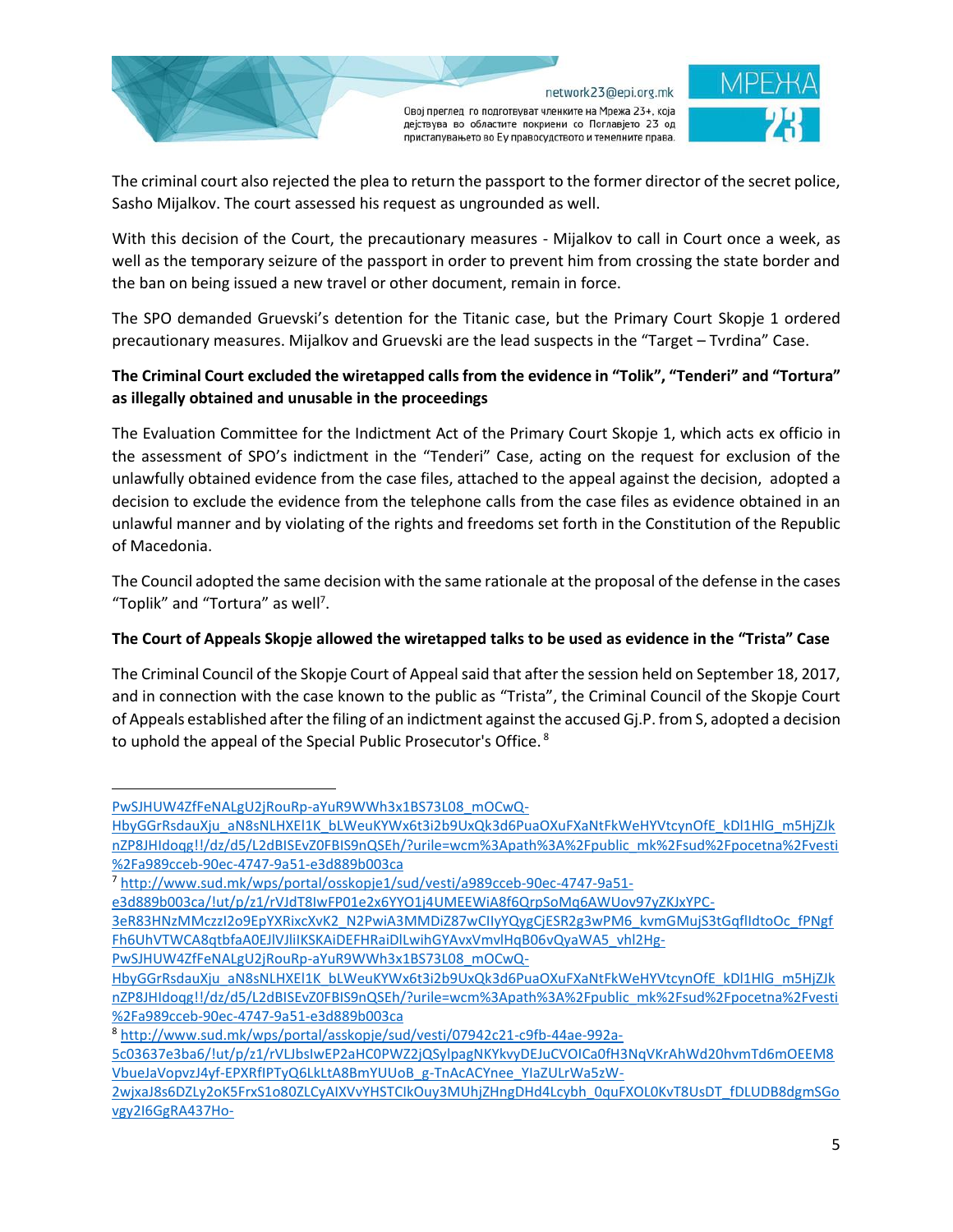The criminal court also rejected the plea to return the passport to the former director of the secret police, Sasho Mijalkov. The court assessed his request as ungrounded as well.

With this decision of the Court, the precautionary measures - Mijalkov to call in Court once a week, as well as the temporary seizure of the passport in order to prevent him from crossing the state border and the ban on being issued a new travel or other document, remain in force.

The SPO demanded Gruevski's detention for the Titanic case, but the Primary Court Skopje 1 ordered precautionary measures. Mijalkov and Gruevski are the lead suspects in the "Target – Tvrdina" Case.

**The Criminal Court excluded the wiretapped calls from the evidence in "Tolik", "Tenderi" and "Tortura" as illegally obtained and unusable in the proceedings**

The Evaluation Committee for the Indictment Act of the Primary Court Skopje 1, which acts ex officio in the assessment of SPO's indictment in the "Tenderi" Case, acting on the request for exclusion of the unlawfully obtained evidence from the case files, attached to the appeal against the decision, adopted a decision to exclude the evidence from the telephone calls from the case files as evidence obtained in an unlawful manner and by violating of the rights and freedoms set forth in the Constitution of the Republic of Macedonia.

The Council adopted the same decision with the same rationale at the proposal of the defense in the cases "Toplik" and "Tortura" as well[7].

**The Court of Appeals Skopje allowed the wiretapped talks to be used as evidence in the "Trista" Case**

The Criminal Council of the Skopje Court of Appeal said that after the session held on September 18, 2017, and in connection with the case known to the public as "Trista", the Criminal Council of the Skopje Court of Appeals established after the filing of an indictment against the accused Gj.P. from S, adopted a decision to uphold the appeal of the Special Public Prosecutor's Office. [8]

---

PwSJHUW4ZfFeNALgU2jRouRp-aYuR9WWh3x1BS73L08_mOCwQ-HbyGGrRsdauXju_aN8sNLHXEl1K_bLWeuKYWx6t3i2b9UxQk3d6PuaOXuFXaNtFkWeHYVtcynOfE_kDl1HlG_m5HjZJknZP8JHIdoqg!!/dz/d5/L2dBISEvZ0FBIS9nQSEh/?urile=wcm%3Apath%3A%2Fpublic_mk%2Fsud%2Fpocetna%2Fvesti%2Fa989cceb-90ec-4747-9a51-e3d889b003ca

[7] http://www.sud.mk/wps/portal/osskopje1/sud/vesti/a989cceb-90ec-4747-9a51-e3d889b003ca/!ut/p/z1/rVJdT8IwFP01e2x6YYO1j4UMEEWiA8f6QrpSoMq6AWUov97yZKJxYPC-3eR83HNzMMczzI2o9EpYXRixcXvK2_N2PwiA3MMDiZ87wCIIyYQygCjESR2g3wPM6_kvmGMujS3tGqflIdtoOc_fPNgfFh6UhVTWCA8qtbfaA0EJlVJliIKSKAiDEFHRaiDlLwihGYAvxVmvlHqB06vQyaWA5_vhl2Hg-PwSJHUW4ZfFeNALgU2jRouRp-aYuR9WWh3x1BS73L08_mOCwQ-HbyGGrRsdauXju_aN8sNLHXEl1K_bLWeuKYWx6t3i2b9UxQk3d6PuaOXuFXaNtFkWeHYVtcynOfE_kDl1HlG_m5HjZJknZP8JHIdoqg!!/dz/d5/L2dBISEvZ0FBIS9nQSEh/?urile=wcm%3Apath%3A%2Fpublic_mk%2Fsud%2Fpocetna%2Fvesti%2Fa989cceb-90ec-4747-9a51-e3d889b003ca

[8] http://www.sud.mk/wps/portal/asskopje/sud/vesti/07942c21-c9fb-44ae-992a-5c03637e3ba6/!ut/p/z1/rVLJbsIwEP2aHC0PWZ2jQSylpagNKYkvyDEJuCVOICa0fH3NqVKrAhWd20hvmTd6mOEEM8VbueJaVopvzJ4yf-EPXRfIPTyQ6LkLtA8BmYUUoB_g-TnAcACYnee_YlaZULrWa5zW-2wjxaJ8s6DZLy2oK5FrxS1o80ZLCyAIXVvYHSTCIkOuy3MUhjZHngDHd4Lcybh_0quFXOL0KvT8UsDT_fDLUDB8dgmSGovgy2I6GgRA437Ho-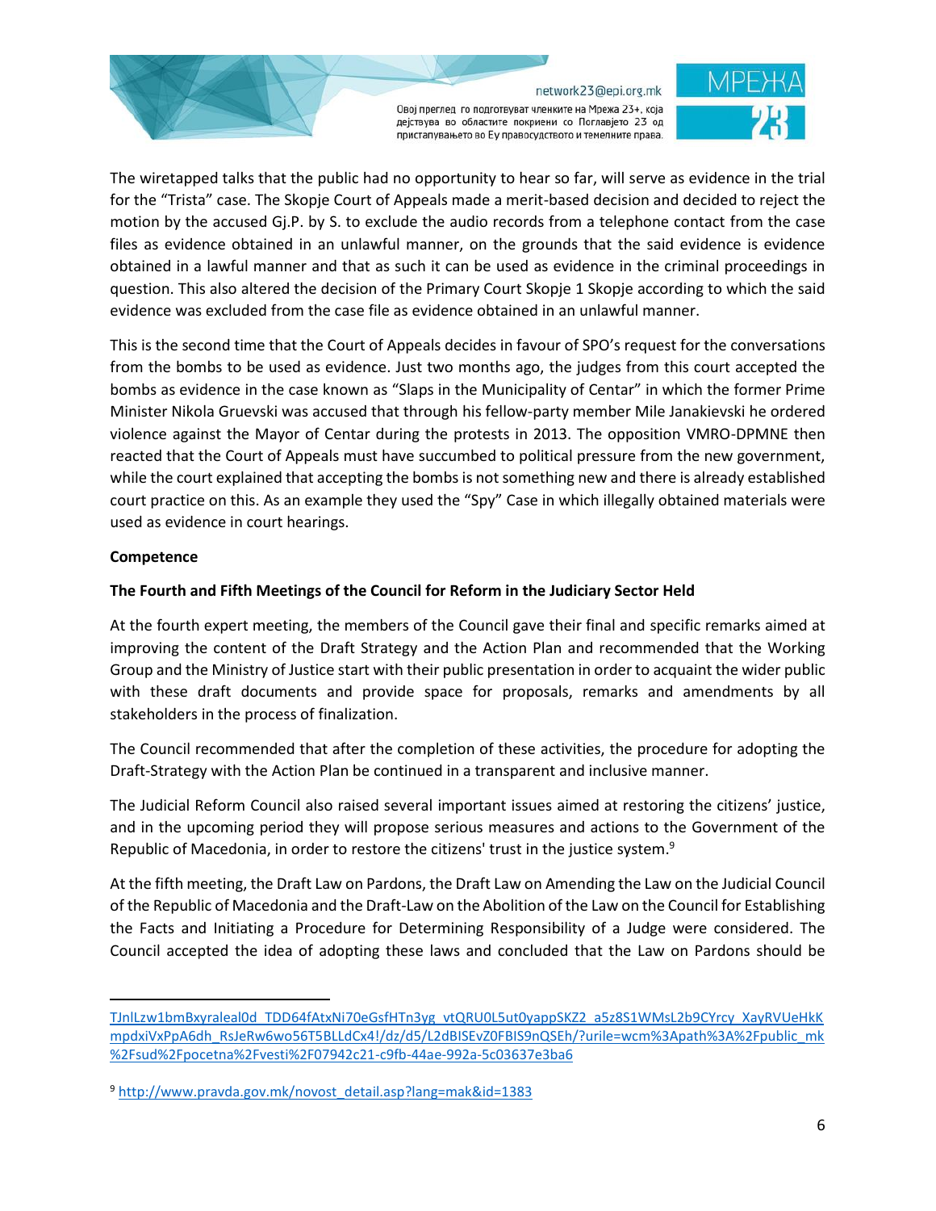The wiretapped talks that the public had no opportunity to hear so far, will serve as evidence in the trial for the "Trista" case. The Skopje Court of Appeals made a merit-based decision and decided to reject the motion by the accused Gj.P. by S. to exclude the audio records from a telephone contact from the case files as evidence obtained in an unlawful manner, on the grounds that the said evidence is evidence obtained in a lawful manner and that as such it can be used as evidence in the criminal proceedings in question. This also altered the decision of the Primary Court Skopje 1 Skopje according to which the said evidence was excluded from the case file as evidence obtained in an unlawful manner.

This is the second time that the Court of Appeals decides in favour of SPO's request for the conversations from the bombs to be used as evidence. Just two months ago, the judges from this court accepted the bombs as evidence in the case known as "Slaps in the Municipality of Centar" in which the former Prime Minister Nikola Gruevski was accused that through his fellow-party member Mile Janakievski he ordered violence against the Mayor of Centar during the protests in 2013. The opposition VMRO-DPMNE then reacted that the Court of Appeals must have succumbed to political pressure from the new government, while the court explained that accepting the bombs is not something new and there is already established court practice on this. As an example they used the "Spy" Case in which illegally obtained materials were used as evidence in court hearings.

**Competence**

**The Fourth and Fifth Meetings of the Council for Reform in the Judiciary Sector Held**

At the fourth expert meeting, the members of the Council gave their final and specific remarks aimed at improving the content of the Draft Strategy and the Action Plan and recommended that the Working Group and the Ministry of Justice start with their public presentation in order to acquaint the wider public with these draft documents and provide space for proposals, remarks and amendments by all stakeholders in the process of finalization.

The Council recommended that after the completion of these activities, the procedure for adopting the Draft-Strategy with the Action Plan be continued in a transparent and inclusive manner.

The Judicial Reform Council also raised several important issues aimed at restoring the citizens' justice, and in the upcoming period they will propose serious measures and actions to the Government of the Republic of Macedonia, in order to restore the citizens' trust in the justice system.[9]

At the fifth meeting, the Draft Law on Pardons, the Draft Law on Amending the Law on the Judicial Council of the Republic of Macedonia and the Draft-Law on the Abolition of the Law on the Council for Establishing the Facts and Initiating a Procedure for Determining Responsibility of a Judge were considered. The Council accepted the idea of adopting these laws and concluded that the Law on Pardons should be

---

TJnlLzw1bmBxyraleal0d_TDD64fAtxNi70eGsfHTn3yg_vtQRU0L5ut0yappSKZ2_a5z8S1WMsL2b9CYrcy_XayRVUeHkKmpdxiVxPpA6dh_RsJeRw6wo56T5BLLdCx4!/dz/d5/L2dBISEvZ0FBIS9nQSEh/?urile=wcm%3Apath%3A%2Fpublic_mk%2Fsud%2Fpocetna%2Fvesti%2F07942c21-c9fb-44ae-992a-5c03637e3ba6

[9] http://www.pravda.gov.mk/novost_detail.asp?lang=mak&id=1383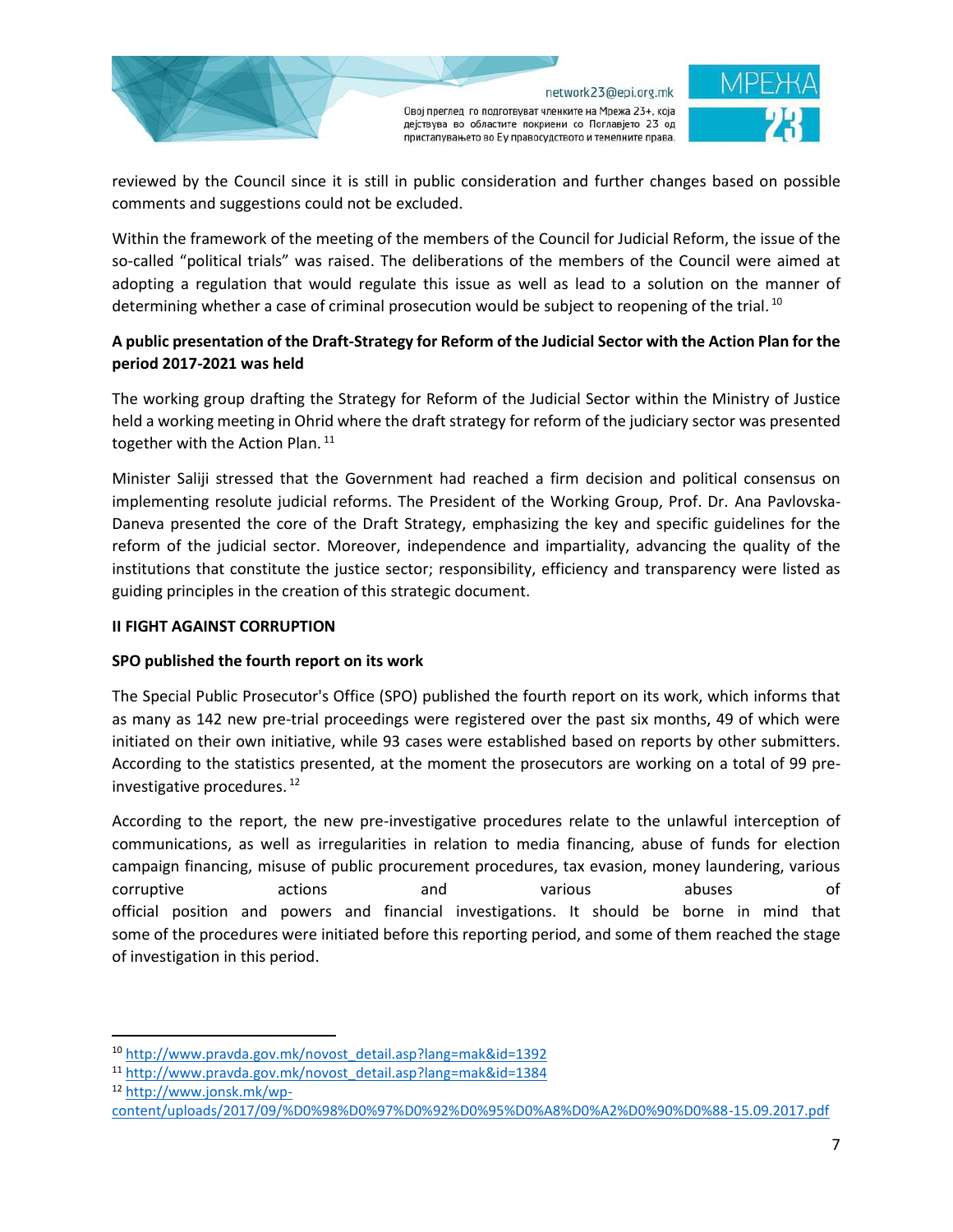reviewed by the Council since it is still in public consideration and further changes based on possible comments and suggestions could not be excluded.

Within the framework of the meeting of the members of the Council for Judicial Reform, the issue of the so-called "political trials" was raised. The deliberations of the members of the Council were aimed at adopting a regulation that would regulate this issue as well as lead to a solution on the manner of determining whether a case of criminal prosecution would be subject to reopening of the trial. [10]

**A public presentation of the Draft-Strategy for Reform of the Judicial Sector with the Action Plan for the period 2017-2021 was held**

The working group drafting the Strategy for Reform of the Judicial Sector within the Ministry of Justice held a working meeting in Ohrid where the draft strategy for reform of the judiciary sector was presented together with the Action Plan. [11]

Minister Saliji stressed that the Government had reached a firm decision and political consensus on implementing resolute judicial reforms. The President of the Working Group, Prof. Dr. Ana Pavlovska-Daneva presented the core of the Draft Strategy, emphasizing the key and specific guidelines for the reform of the judicial sector. Moreover, independence and impartiality, advancing the quality of the institutions that constitute the justice sector; responsibility, efficiency and transparency were listed as guiding principles in the creation of this strategic document.

## II FIGHT AGAINST CORRUPTION

**SPO published the fourth report on its work**

The Special Public Prosecutor's Office (SPO) published the fourth report on its work, which informs that as many as 142 new pre-trial proceedings were registered over the past six months, 49 of which were initiated on their own initiative, while 93 cases were established based on reports by other submitters. According to the statistics presented, at the moment the prosecutors are working on a total of 99 pre-investigative procedures. [12]

According to the report, the new pre-investigative procedures relate to the unlawful interception of communications, as well as irregularities in relation to media financing, abuse of funds for election campaign financing, misuse of public procurement procedures, tax evasion, money laundering, various corruptive actions and various abuses of official position and powers and financial investigations. It should be borne in mind that some of the procedures were initiated before this reporting period, and some of them reached the stage of investigation in this period.

---

[10] http://www.pravda.gov.mk/novost_detail.asp?lang=mak&id=1392

[11] http://www.pravda.gov.mk/novost_detail.asp?lang=mak&id=1384

[12] http://www.jonsk.mk/wp-content/uploads/2017/09/%D0%98%D0%97%D0%92%D0%95%D0%A8%D0%A2%D0%90%D0%88-15.09.2017.pdf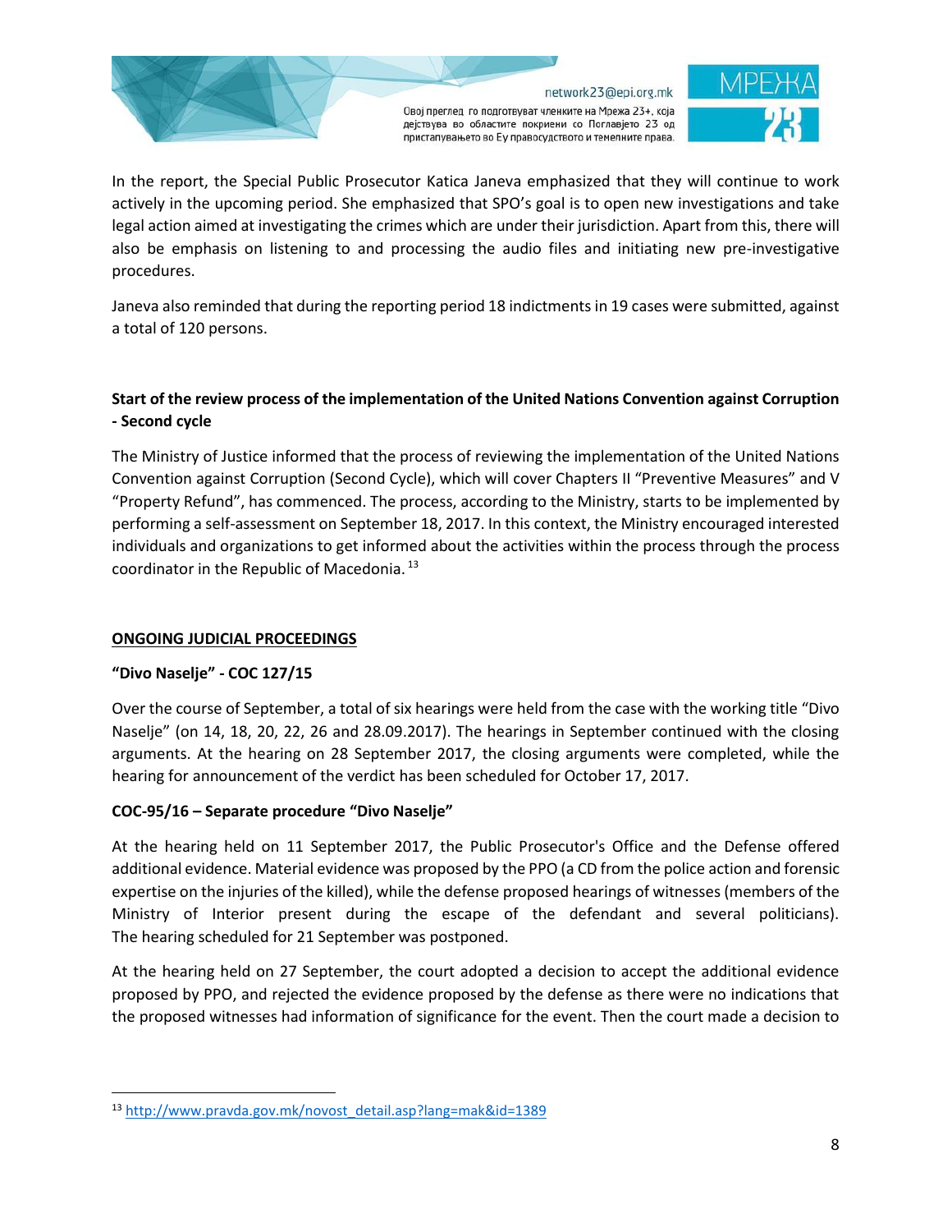In the report, the Special Public Prosecutor Katica Janeva emphasized that they will continue to work actively in the upcoming period. She emphasized that SPO's goal is to open new investigations and take legal action aimed at investigating the crimes which are under their jurisdiction. Apart from this, there will also be emphasis on listening to and processing the audio files and initiating new pre-investigative procedures.

Janeva also reminded that during the reporting period 18 indictments in 19 cases were submitted, against a total of 120 persons.

**Start of the review process of the implementation of the United Nations Convention against Corruption - Second cycle**

The Ministry of Justice informed that the process of reviewing the implementation of the United Nations Convention against Corruption (Second Cycle), which will cover Chapters II "Preventive Measures" and V "Property Refund", has commenced. The process, according to the Ministry, starts to be implemented by performing a self-assessment on September 18, 2017. In this context, the Ministry encouraged interested individuals and organizations to get informed about the activities within the process through the process coordinator in the Republic of Macedonia. [13]

## ONGOING JUDICIAL PROCEEDINGS

**"Divo Naselje" - COC 127/15**

Over the course of September, a total of six hearings were held from the case with the working title "Divo Naselje" (on 14, 18, 20, 22, 26 and 28.09.2017). The hearings in September continued with the closing arguments. At the hearing on 28 September 2017, the closing arguments were completed, while the hearing for announcement of the verdict has been scheduled for October 17, 2017.

**COC-95/16 – Separate procedure "Divo Naselje"**

At the hearing held on 11 September 2017, the Public Prosecutor's Office and the Defense offered additional evidence. Material evidence was proposed by the PPO (a CD from the police action and forensic expertise on the injuries of the killed), while the defense proposed hearings of witnesses (members of the Ministry of Interior present during the escape of the defendant and several politicians). The hearing scheduled for 21 September was postponed.

At the hearing held on 27 September, the court adopted a decision to accept the additional evidence proposed by PPO, and rejected the evidence proposed by the defense as there were no indications that the proposed witnesses had information of significance for the event. Then the court made a decision to

---

[13] http://www.pravda.gov.mk/novost_detail.asp?lang=mak&id=1389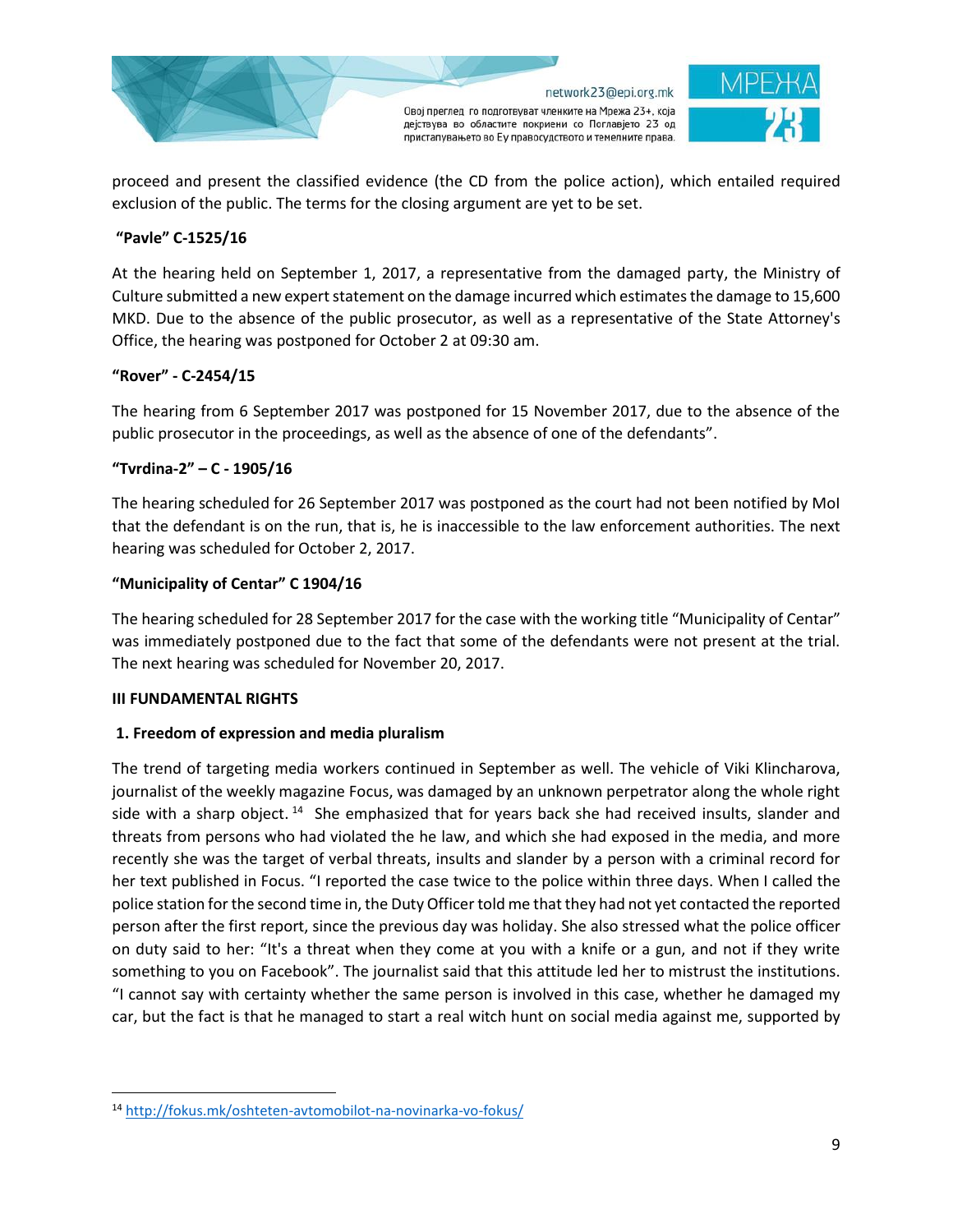proceed and present the classified evidence (the CD from the police action), which entailed required exclusion of the public. The terms for the closing argument are yet to be set.

**"Pavle" C-1525/16**

At the hearing held on September 1, 2017, a representative from the damaged party, the Ministry of Culture submitted a new expert statement on the damage incurred which estimates the damage to 15,600 MKD. Due to the absence of the public prosecutor, as well as a representative of the State Attorney's Office, the hearing was postponed for October 2 at 09:30 am.

**"Rover" - C-2454/15**

The hearing from 6 September 2017 was postponed for 15 November 2017, due to the absence of the public prosecutor in the proceedings, as well as the absence of one of the defendants".

**"Tvrdina-2" – C - 1905/16**

The hearing scheduled for 26 September 2017 was postponed as the court had not been notified by MoI that the defendant is on the run, that is, he is inaccessible to the law enforcement authorities. The next hearing was scheduled for October 2, 2017.

**"Municipality of Centar" C 1904/16**

The hearing scheduled for 28 September 2017 for the case with the working title "Municipality of Centar" was immediately postponed due to the fact that some of the defendants were not present at the trial. The next hearing was scheduled for November 20, 2017.

## III FUNDAMENTAL RIGHTS

### 1. Freedom of expression and media pluralism

The trend of targeting media workers continued in September as well. The vehicle of Viki Klincharova, journalist of the weekly magazine Focus, was damaged by an unknown perpetrator along the whole right side with a sharp object.[14] She emphasized that for years back she had received insults, slander and threats from persons who had violated the he law, and which she had exposed in the media, and more recently she was the target of verbal threats, insults and slander by a person with a criminal record for her text published in Focus. "I reported the case twice to the police within three days. When I called the police station for the second time in, the Duty Officer told me that they had not yet contacted the reported person after the first report, since the previous day was holiday. She also stressed what the police officer on duty said to her: "It's a threat when they come at you with a knife or a gun, and not if they write something to you on Facebook". The journalist said that this attitude led her to mistrust the institutions. "I cannot say with certainty whether the same person is involved in this case, whether he damaged my car, but the fact is that he managed to start a real witch hunt on social media against me, supported by

---

[14] http://fokus.mk/oshteten-avtomobilot-na-novinarka-vo-fokus/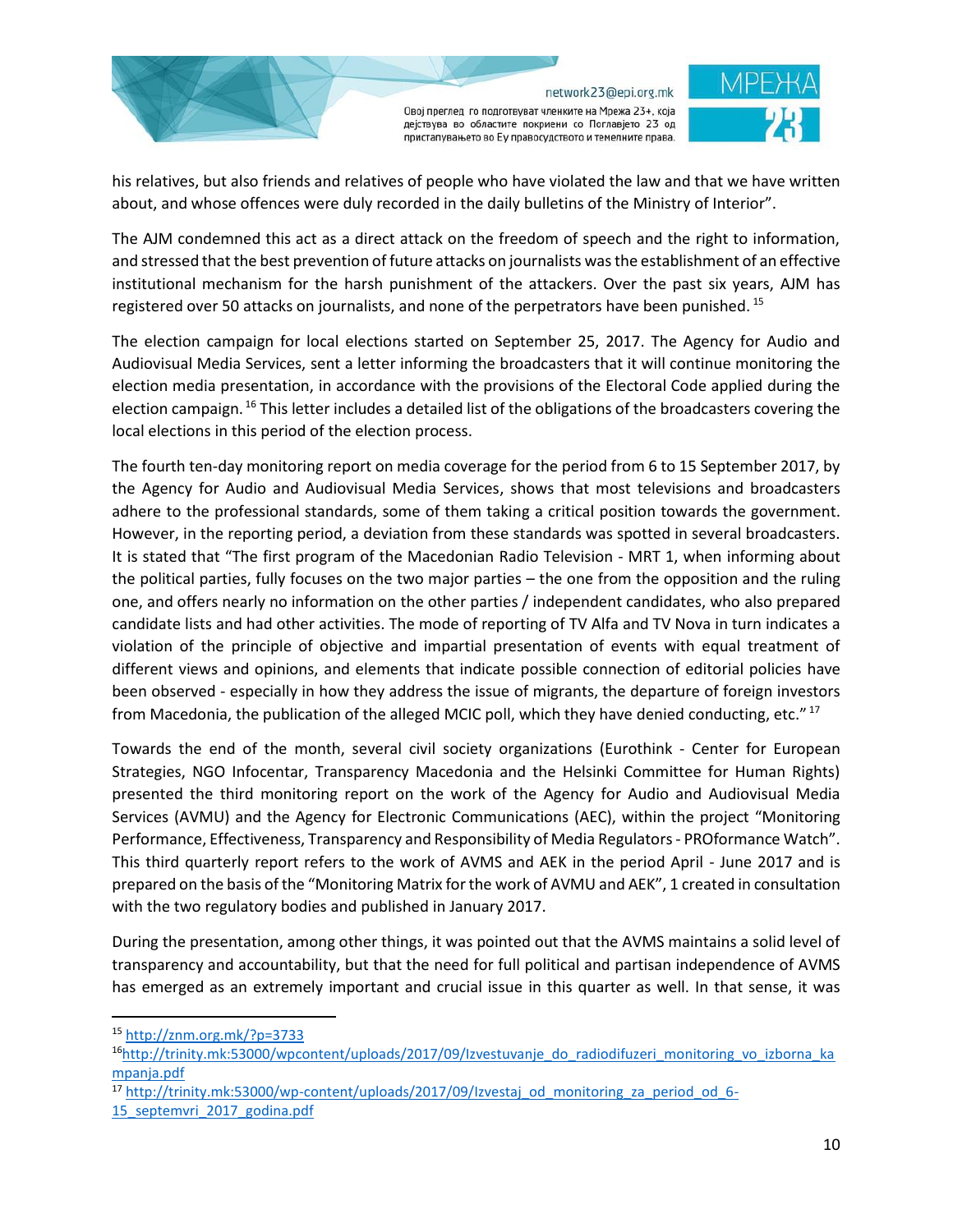his relatives, but also friends and relatives of people who have violated the law and that we have written about, and whose offences were duly recorded in the daily bulletins of the Ministry of Interior".

The AJM condemned this act as a direct attack on the freedom of speech and the right to information, and stressed that the best prevention of future attacks on journalists was the establishment of an effective institutional mechanism for the harsh punishment of the attackers. Over the past six years, AJM has registered over 50 attacks on journalists, and none of the perpetrators have been punished. [15]

The election campaign for local elections started on September 25, 2017. The Agency for Audio and Audiovisual Media Services, sent a letter informing the broadcasters that it will continue monitoring the election media presentation, in accordance with the provisions of the Electoral Code applied during the election campaign. [16] This letter includes a detailed list of the obligations of the broadcasters covering the local elections in this period of the election process.

The fourth ten-day monitoring report on media coverage for the period from 6 to 15 September 2017, by the Agency for Audio and Audiovisual Media Services, shows that most televisions and broadcasters adhere to the professional standards, some of them taking a critical position towards the government. However, in the reporting period, a deviation from these standards was spotted in several broadcasters. It is stated that "The first program of the Macedonian Radio Television - MRT 1, when informing about the political parties, fully focuses on the two major parties – the one from the opposition and the ruling one, and offers nearly no information on the other parties / independent candidates, who also prepared candidate lists and had other activities. The mode of reporting of TV Alfa and TV Nova in turn indicates a violation of the principle of objective and impartial presentation of events with equal treatment of different views and opinions, and elements that indicate possible connection of editorial policies have been observed - especially in how they address the issue of migrants, the departure of foreign investors from Macedonia, the publication of the alleged MCIC poll, which they have denied conducting, etc." [17]

Towards the end of the month, several civil society organizations (Eurothink - Center for European Strategies, NGO Infocentar, Transparency Macedonia and the Helsinki Committee for Human Rights) presented the third monitoring report on the work of the Agency for Audio and Audiovisual Media Services (AVMU) and the Agency for Electronic Communications (AEC), within the project "Monitoring Performance, Effectiveness, Transparency and Responsibility of Media Regulators - PROformance Watch". This third quarterly report refers to the work of AVMS and AEK in the period April - June 2017 and is prepared on the basis of the "Monitoring Matrix for the work of AVMU and AEK", 1 created in consultation with the two regulatory bodies and published in January 2017.

During the presentation, among other things, it was pointed out that the AVMS maintains a solid level of transparency and accountability, but that the need for full political and partisan independence of AVMS has emerged as an extremely important and crucial issue in this quarter as well. In that sense, it was

---

[15] http://znm.org.mk/?p=3733

[16] http://trinity.mk:53000/wpcontent/uploads/2017/09/Izvestuvanje_do_radiodifuzeri_monitoring_vo_izborna_kampanja.pdf

[17] http://trinity.mk:53000/wp-content/uploads/2017/09/Izvestaj_od_monitoring_za_period_od_6-15_septemvri_2017_godina.pdf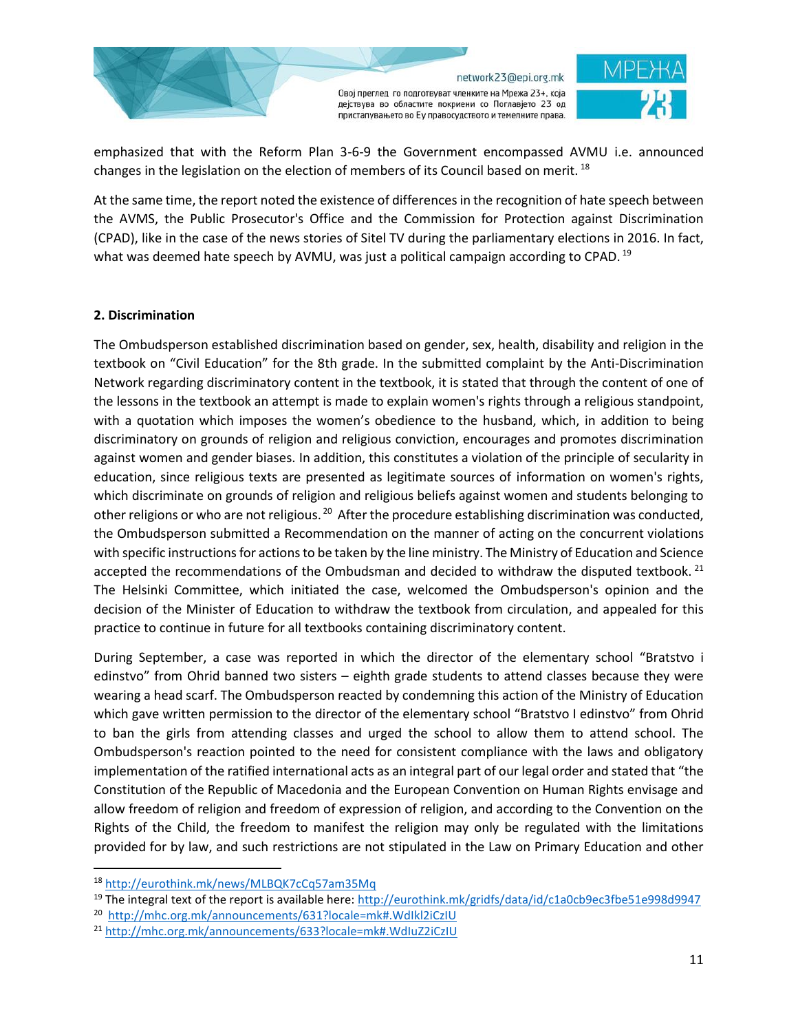emphasized that with the Reform Plan 3-6-9 the Government encompassed AVMU i.e. announced changes in the legislation on the election of members of its Council based on merit. [18]

At the same time, the report noted the existence of differences in the recognition of hate speech between the AVMS, the Public Prosecutor's Office and the Commission for Protection against Discrimination (CPAD), like in the case of the news stories of Sitel TV during the parliamentary elections in 2016. In fact, what was deemed hate speech by AVMU, was just a political campaign according to CPAD. [19]

**2. Discrimination**

The Ombudsperson established discrimination based on gender, sex, health, disability and religion in the textbook on "Civil Education" for the 8th grade. In the submitted complaint by the Anti-Discrimination Network regarding discriminatory content in the textbook, it is stated that through the content of one of the lessons in the textbook an attempt is made to explain women's rights through a religious standpoint, with a quotation which imposes the women's obedience to the husband, which, in addition to being discriminatory on grounds of religion and religious conviction, encourages and promotes discrimination against women and gender biases. In addition, this constitutes a violation of the principle of secularity in education, since religious texts are presented as legitimate sources of information on women's rights, which discriminate on grounds of religion and religious beliefs against women and students belonging to other religions or who are not religious. [20] After the procedure establishing discrimination was conducted, the Ombudsperson submitted a Recommendation on the manner of acting on the concurrent violations with specific instructions for actions to be taken by the line ministry. The Ministry of Education and Science accepted the recommendations of the Ombudsman and decided to withdraw the disputed textbook. [21] The Helsinki Committee, which initiated the case, welcomed the Ombudsperson's opinion and the decision of the Minister of Education to withdraw the textbook from circulation, and appealed for this practice to continue in future for all textbooks containing discriminatory content.

During September, a case was reported in which the director of the elementary school "Bratstvo i edinstvo" from Ohrid banned two sisters – eighth grade students to attend classes because they were wearing a head scarf. The Ombudsperson reacted by condemning this action of the Ministry of Education which gave written permission to the director of the elementary school "Bratstvo I edinstvo" from Ohrid to ban the girls from attending classes and urged the school to allow them to attend school. The Ombudsperson's reaction pointed to the need for consistent compliance with the laws and obligatory implementation of the ratified international acts as an integral part of our legal order and stated that "the Constitution of the Republic of Macedonia and the European Convention on Human Rights envisage and allow freedom of religion and freedom of expression of religion, and according to the Convention on the Rights of the Child, the freedom to manifest the religion may only be regulated with the limitations provided for by law, and such restrictions are not stipulated in the Law on Primary Education and other

---

[18] http://eurothink.mk/news/MLBQK7cCq57am35Mq

[19] The integral text of the report is available here: http://eurothink.mk/gridfs/data/id/c1a0cb9ec3fbe51e998d9947

[20] http://mhc.org.mk/announcements/631?locale=mk#.WdIkl2iCzIU

[21] http://mhc.org.mk/announcements/633?locale=mk#.WdIuZ2iCzIU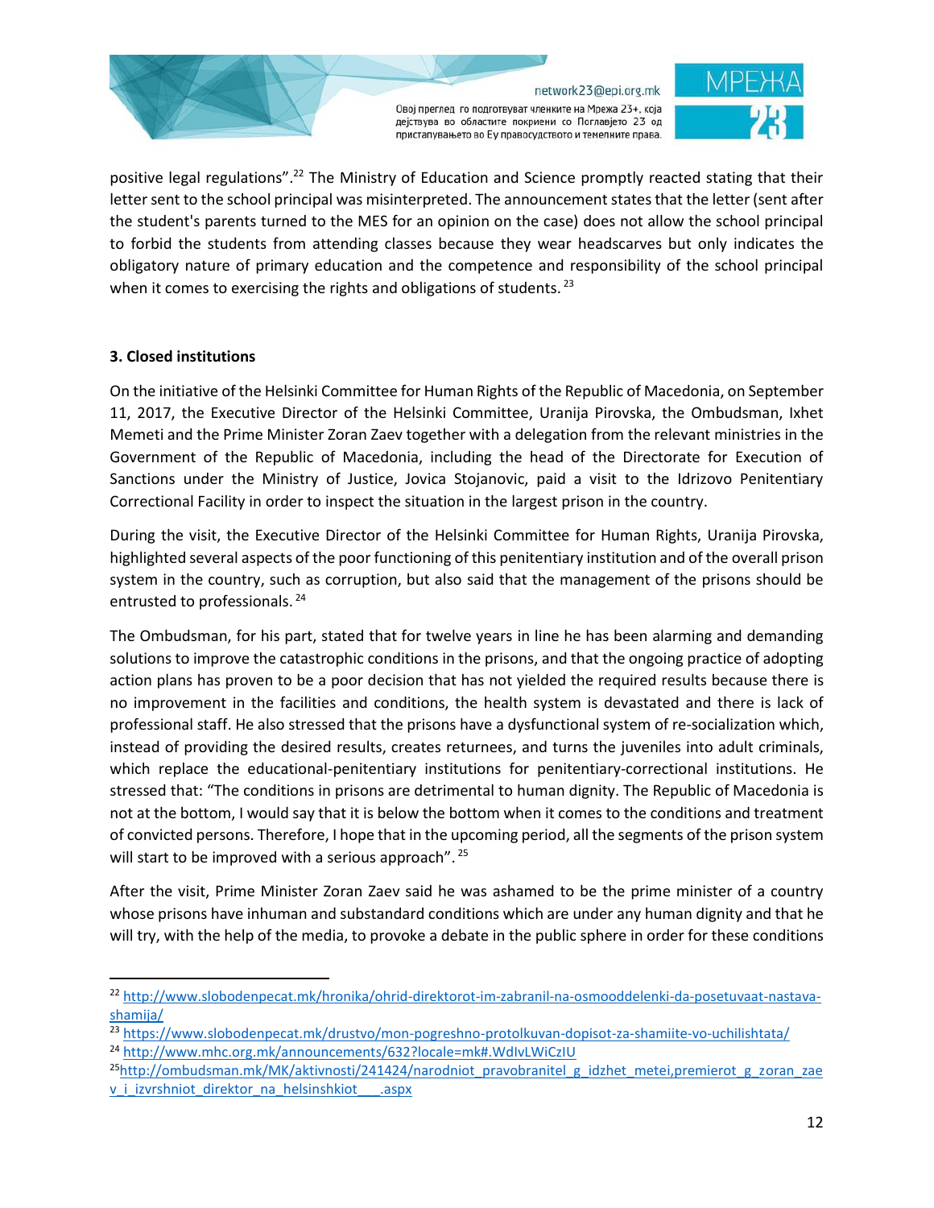positive legal regulations".[22] The Ministry of Education and Science promptly reacted stating that their letter sent to the school principal was misinterpreted. The announcement states that the letter (sent after the student's parents turned to the MES for an opinion on the case) does not allow the school principal to forbid the students from attending classes because they wear headscarves but only indicates the obligatory nature of primary education and the competence and responsibility of the school principal when it comes to exercising the rights and obligations of students. [23]

**3. Closed institutions**

On the initiative of the Helsinki Committee for Human Rights of the Republic of Macedonia, on September 11, 2017, the Executive Director of the Helsinki Committee, Uranija Pirovska, the Ombudsman, Ixhet Memeti and the Prime Minister Zoran Zaev together with a delegation from the relevant ministries in the Government of the Republic of Macedonia, including the head of the Directorate for Execution of Sanctions under the Ministry of Justice, Jovica Stojanovic, paid a visit to the Idrizovo Penitentiary Correctional Facility in order to inspect the situation in the largest prison in the country.

During the visit, the Executive Director of the Helsinki Committee for Human Rights, Uranija Pirovska, highlighted several aspects of the poor functioning of this penitentiary institution and of the overall prison system in the country, such as corruption, but also said that the management of the prisons should be entrusted to professionals. [24]

The Ombudsman, for his part, stated that for twelve years in line he has been alarming and demanding solutions to improve the catastrophic conditions in the prisons, and that the ongoing practice of adopting action plans has proven to be a poor decision that has not yielded the required results because there is no improvement in the facilities and conditions, the health system is devastated and there is lack of professional staff. He also stressed that the prisons have a dysfunctional system of re-socialization which, instead of providing the desired results, creates returnees, and turns the juveniles into adult criminals, which replace the educational-penitentiary institutions for penitentiary-correctional institutions. He stressed that: "The conditions in prisons are detrimental to human dignity. The Republic of Macedonia is not at the bottom, I would say that it is below the bottom when it comes to the conditions and treatment of convicted persons. Therefore, I hope that in the upcoming period, all the segments of the prison system will start to be improved with a serious approach". [25]

After the visit, Prime Minister Zoran Zaev said he was ashamed to be the prime minister of a country whose prisons have inhuman and substandard conditions which are under any human dignity and that he will try, with the help of the media, to provoke a debate in the public sphere in order for these conditions

---

[22] http://www.slobodenpecat.mk/hronika/ohrid-direktorot-im-zabranil-na-osmooddelenki-da-posetuvaat-nastava-shamija/

[23] https://www.slobodenpecat.mk/drustvo/mon-pogreshno-protolkuvan-dopisot-za-shamiite-vo-uchilishtata/

[24] http://www.mhc.org.mk/announcements/632?locale=mk#.WdIvLWiCzIU

[25] http://ombudsman.mk/MK/aktivnosti/241424/narodniot_pravobranitel_g_idzhet_metei,premierot_g_zoran_zaev_i_izvrshniot_direktor_na_helsinshkiot___.aspx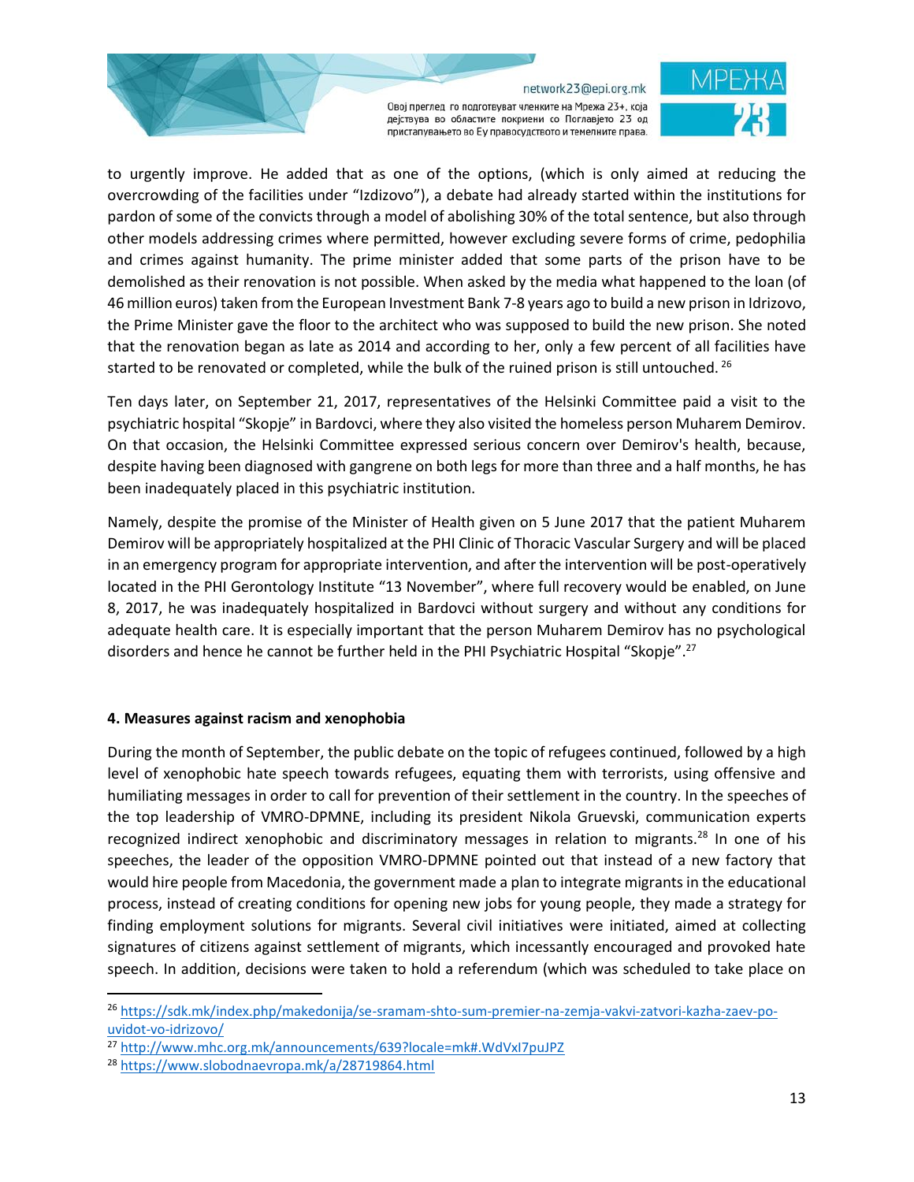to urgently improve. He added that as one of the options, (which is only aimed at reducing the overcrowding of the facilities under "Izdizovo"), a debate had already started within the institutions for pardon of some of the convicts through a model of abolishing 30% of the total sentence, but also through other models addressing crimes where permitted, however excluding severe forms of crime, pedophilia and crimes against humanity. The prime minister added that some parts of the prison have to be demolished as their renovation is not possible. When asked by the media what happened to the loan (of 46 million euros) taken from the European Investment Bank 7-8 years ago to build a new prison in Idrizovo, the Prime Minister gave the floor to the architect who was supposed to build the new prison. She noted that the renovation began as late as 2014 and according to her, only a few percent of all facilities have started to be renovated or completed, while the bulk of the ruined prison is still untouched. [26]

Ten days later, on September 21, 2017, representatives of the Helsinki Committee paid a visit to the psychiatric hospital "Skopje" in Bardovci, where they also visited the homeless person Muharem Demirov. On that occasion, the Helsinki Committee expressed serious concern over Demirov's health, because, despite having been diagnosed with gangrene on both legs for more than three and a half months, he has been inadequately placed in this psychiatric institution.

Namely, despite the promise of the Minister of Health given on 5 June 2017 that the patient Muharem Demirov will be appropriately hospitalized at the PHI Clinic of Thoracic Vascular Surgery and will be placed in an emergency program for appropriate intervention, and after the intervention will be post-operatively located in the PHI Gerontology Institute "13 November", where full recovery would be enabled, on June 8, 2017, he was inadequately hospitalized in Bardovci without surgery and without any conditions for adequate health care. It is especially important that the person Muharem Demirov has no psychological disorders and hence he cannot be further held in the PHI Psychiatric Hospital "Skopje".[27]

**4. Measures against racism and xenophobia**

During the month of September, the public debate on the topic of refugees continued, followed by a high level of xenophobic hate speech towards refugees, equating them with terrorists, using offensive and humiliating messages in order to call for prevention of their settlement in the country. In the speeches of the top leadership of VMRO-DPMNE, including its president Nikola Gruevski, communication experts recognized indirect xenophobic and discriminatory messages in relation to migrants.[28] In one of his speeches, the leader of the opposition VMRO-DPMNE pointed out that instead of a new factory that would hire people from Macedonia, the government made a plan to integrate migrants in the educational process, instead of creating conditions for opening new jobs for young people, they made a strategy for finding employment solutions for migrants. Several civil initiatives were initiated, aimed at collecting signatures of citizens against settlement of migrants, which incessantly encouraged and provoked hate speech. In addition, decisions were taken to hold a referendum (which was scheduled to take place on

---

[26] https://sdk.mk/index.php/makedonija/se-sramam-shto-sum-premier-na-zemja-vakvi-zatvori-kazha-zaev-po-uvidot-vo-idrizovo/

[27] http://www.mhc.org.mk/announcements/639?locale=mk#.WdVxI7puJPZ

[28] https://www.slobodnaevropa.mk/a/28719864.html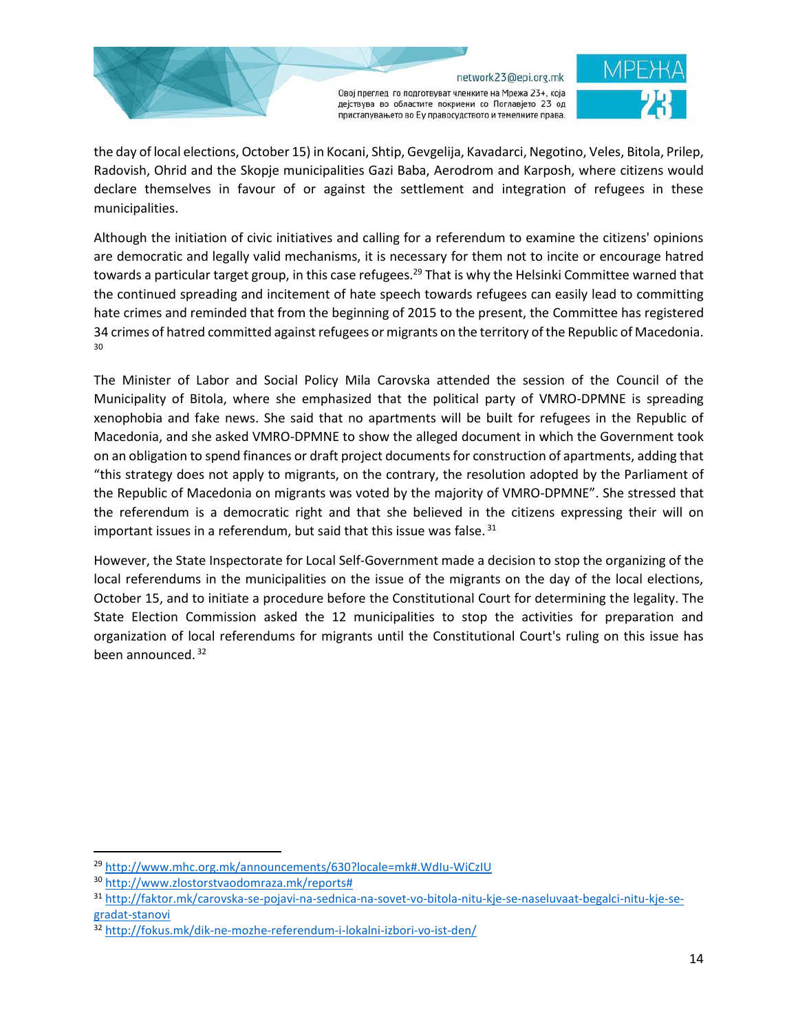the day of local elections, October 15) in Kocani, Shtip, Gevgelija, Kavadarci, Negotino, Veles, Bitola, Prilep, Radovish, Ohrid and the Skopje municipalities Gazi Baba, Aerodrom and Karposh, where citizens would declare themselves in favour of or against the settlement and integration of refugees in these municipalities.

Although the initiation of civic initiatives and calling for a referendum to examine the citizens' opinions are democratic and legally valid mechanisms, it is necessary for them not to incite or encourage hatred towards a particular target group, in this case refugees.[29] That is why the Helsinki Committee warned that the continued spreading and incitement of hate speech towards refugees can easily lead to committing hate crimes and reminded that from the beginning of 2015 to the present, the Committee has registered 34 crimes of hatred committed against refugees or migrants on the territory of the Republic of Macedonia.[30]

The Minister of Labor and Social Policy Mila Carovska attended the session of the Council of the Municipality of Bitola, where she emphasized that the political party of VMRO-DPMNE is spreading xenophobia and fake news. She said that no apartments will be built for refugees in the Republic of Macedonia, and she asked VMRO-DPMNE to show the alleged document in which the Government took on an obligation to spend finances or draft project documents for construction of apartments, adding that "this strategy does not apply to migrants, on the contrary, the resolution adopted by the Parliament of the Republic of Macedonia on migrants was voted by the majority of VMRO-DPMNE". She stressed that the referendum is a democratic right and that she believed in the citizens expressing their will on important issues in a referendum, but said that this issue was false.[31]

However, the State Inspectorate for Local Self-Government made a decision to stop the organizing of the local referendums in the municipalities on the issue of the migrants on the day of the local elections, October 15, and to initiate a procedure before the Constitutional Court for determining the legality. The State Election Commission asked the 12 municipalities to stop the activities for preparation and organization of local referendums for migrants until the Constitutional Court's ruling on this issue has been announced.[32]

---

[29] http://www.mhc.org.mk/announcements/630?locale=mk#.WdIu-WiCzIU

[30] http://www.zlostorstvaodomraza.mk/reports#

[31] http://faktor.mk/carovska-se-pojavi-na-sednica-na-sovet-vo-bitola-nitu-kje-se-naseluvaat-begalci-nitu-kje-se-gradat-stanovi

[32] http://fokus.mk/dik-ne-mozhe-referendum-i-lokalni-izbori-vo-ist-den/